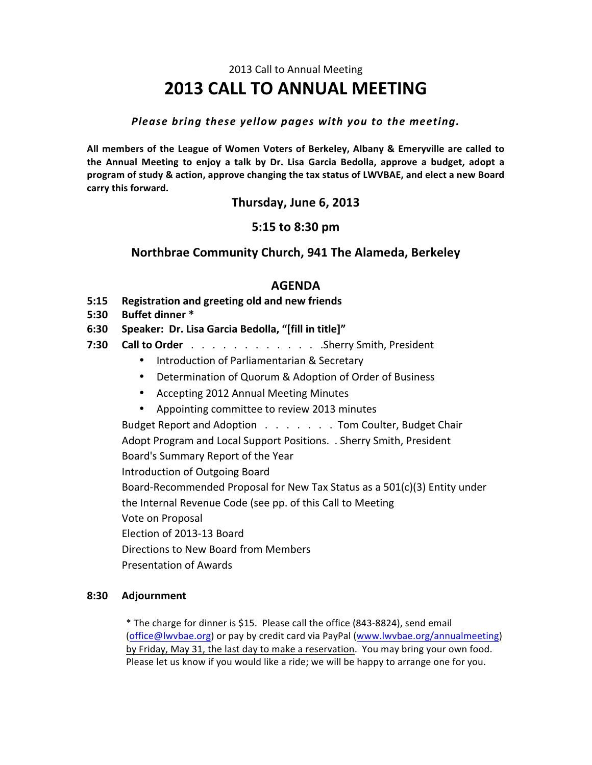2013 Call to Annual Meeting

# 2013 CALL TO ANNUAL MEETING

***Please bring these yellow pages with you to the meeting.***

**All members of the League of Women Voters of Berkeley, Albany & Emeryville are called to the Annual Meeting to enjoy a talk by Dr. Lisa Garcia Bedolla, approve a budget, adopt a program of study & action, approve changing the tax status of LWVBAE, and elect a new Board carry this forward.**

## Thursday, June 6, 2013

## 5:15 to 8:30 pm

## Northbrae Community Church, 941 The Alameda, Berkeley

## AGENDA

**5:15 Registration and greeting old and new friends**

**5:30 Buffet dinner ***

**6:30 Speaker: Dr. Lisa Garcia Bedolla, "[fill in title]"**

**7:30 Call to Order** . . . . . . . . . . . . . .Sherry Smith, President

- Introduction of Parliamentarian & Secretary
- Determination of Quorum & Adoption of Order of Business
- Accepting 2012 Annual Meeting Minutes
- Appointing committee to review 2013 minutes

Budget Report and Adoption . . . . . . . . Tom Coulter, Budget Chair

Adopt Program and Local Support Positions. . Sherry Smith, President

Board's Summary Report of the Year

Introduction of Outgoing Board

Board-Recommended Proposal for New Tax Status as a 501(c)(3) Entity under the Internal Revenue Code (see pp. of this Call to Meeting

Vote on Proposal

Election of 2013-13 Board

Directions to New Board from Members

Presentation of Awards

**8:30 Adjournment**

* The charge for dinner is $15. Please call the office (843-8824), send email (office@lwvbae.org) or pay by credit card via PayPal (www.lwvbae.org/annualmeeting) by Friday, May 31, the last day to make a reservation. You may bring your own food. Please let us know if you would like a ride; we will be happy to arrange one for you.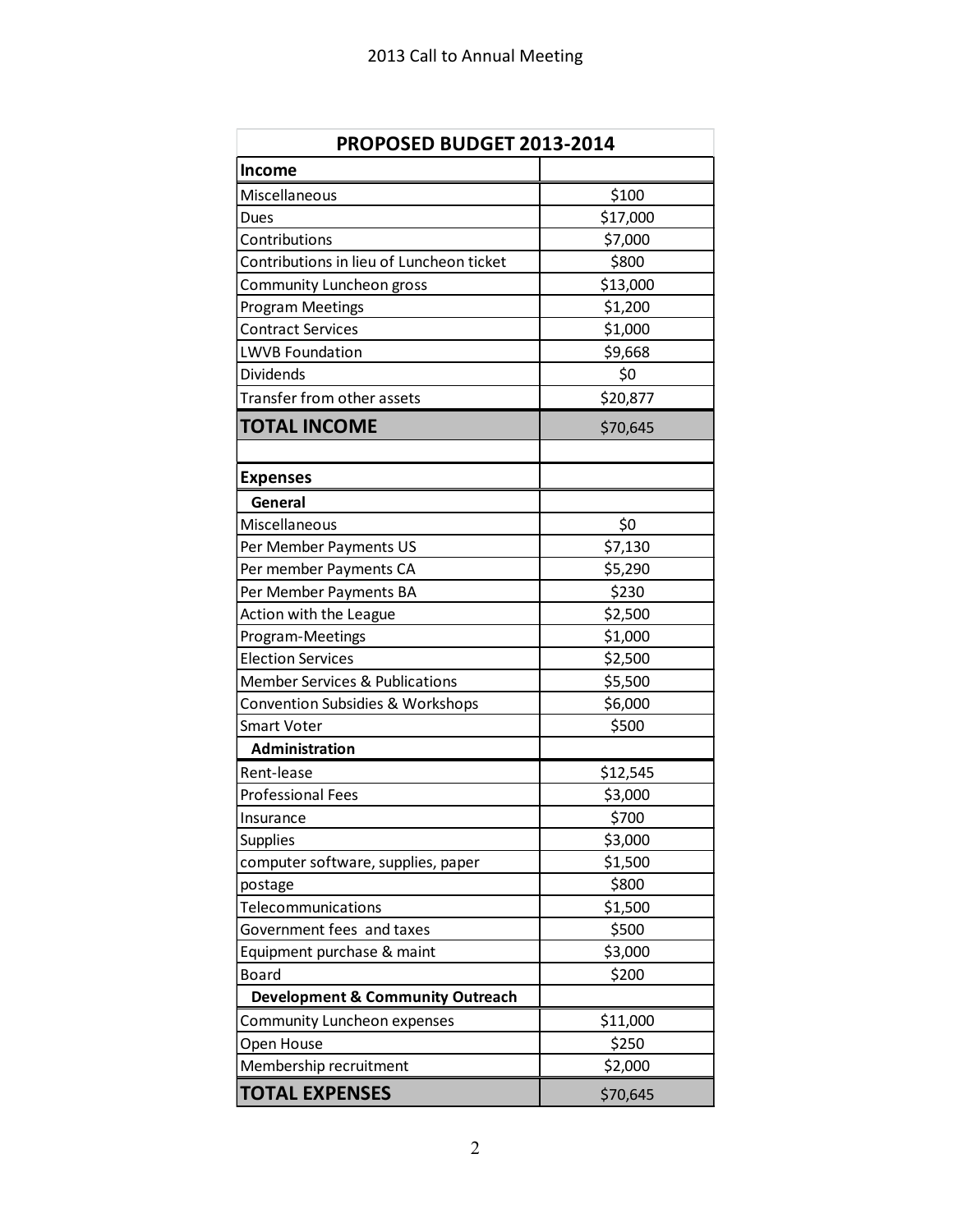| PROPOSED BUDGET 2013-2014 | |
|---|---|
| **Income** | |
| Miscellaneous | $100 |
| Dues | $17,000 |
| Contributions | $7,000 |
| Contributions in lieu of Luncheon ticket | $800 |
| Community Luncheon gross | $13,000 |
| Program Meetings | $1,200 |
| Contract Services | $1,000 |
| LWVB Foundation | $9,668 |
| Dividends | $0 |
| Transfer from other assets | $20,877 |
| **TOTAL INCOME** | $70,645 |
| | |
| **Expenses** | |
| **General** | |
| Miscellaneous | $0 |
| Per Member Payments US | $7,130 |
| Per member Payments CA | $5,290 |
| Per Member Payments BA | $230 |
| Action with the League | $2,500 |
| Program-Meetings | $1,000 |
| Election Services | $2,500 |
| Member Services & Publications | $5,500 |
| Convention Subsidies & Workshops | $6,000 |
| Smart Voter | $500 |
| **Administration** | |
| Rent-lease | $12,545 |
| Professional Fees | $3,000 |
| Insurance | $700 |
| Supplies | $3,000 |
| computer software, supplies, paper | $1,500 |
| postage | $800 |
| Telecommunications | $1,500 |
| Government fees and taxes | $500 |
| Equipment purchase & maint | $3,000 |
| Board | $200 |
| **Development & Community Outreach** | |
| Community Luncheon expenses | $11,000 |
| Open House | $250 |
| Membership recruitment | $2,000 |
| **TOTAL EXPENSES** | $70,645 |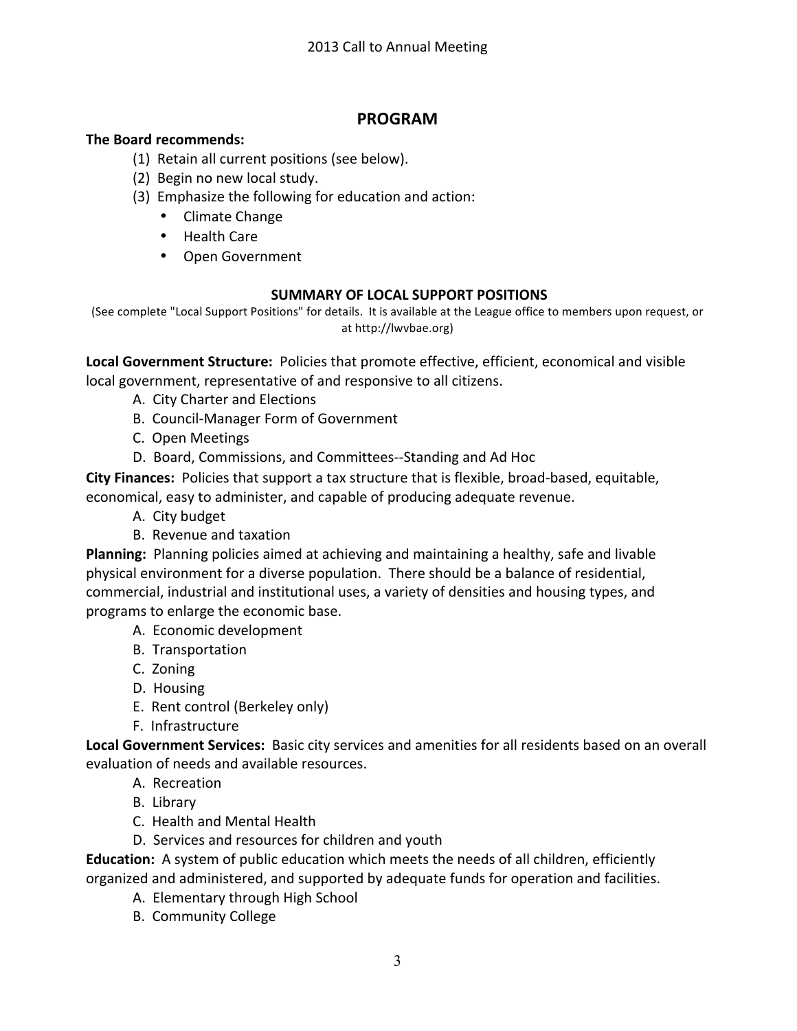## PROGRAM

**The Board recommends:**

(1) Retain all current positions (see below).
(2) Begin no new local study.
(3) Emphasize the following for education and action:
- Climate Change
- Health Care
- Open Government

### SUMMARY OF LOCAL SUPPORT POSITIONS

(See complete "Local Support Positions" for details. It is available at the League office to members upon request, or at http://lwvbae.org)

**Local Government Structure:** Policies that promote effective, efficient, economical and visible local government, representative of and responsive to all citizens.

A. City Charter and Elections
B. Council-Manager Form of Government
C. Open Meetings
D. Board, Commissions, and Committees--Standing and Ad Hoc

**City Finances:** Policies that support a tax structure that is flexible, broad-based, equitable, economical, easy to administer, and capable of producing adequate revenue.

A. City budget
B. Revenue and taxation

**Planning:** Planning policies aimed at achieving and maintaining a healthy, safe and livable physical environment for a diverse population. There should be a balance of residential, commercial, industrial and institutional uses, a variety of densities and housing types, and programs to enlarge the economic base.

A. Economic development
B. Transportation
C. Zoning
D. Housing
E. Rent control (Berkeley only)
F. Infrastructure

**Local Government Services:** Basic city services and amenities for all residents based on an overall evaluation of needs and available resources.

A. Recreation
B. Library
C. Health and Mental Health
D. Services and resources for children and youth

**Education:** A system of public education which meets the needs of all children, efficiently organized and administered, and supported by adequate funds for operation and facilities.

A. Elementary through High School
B. Community College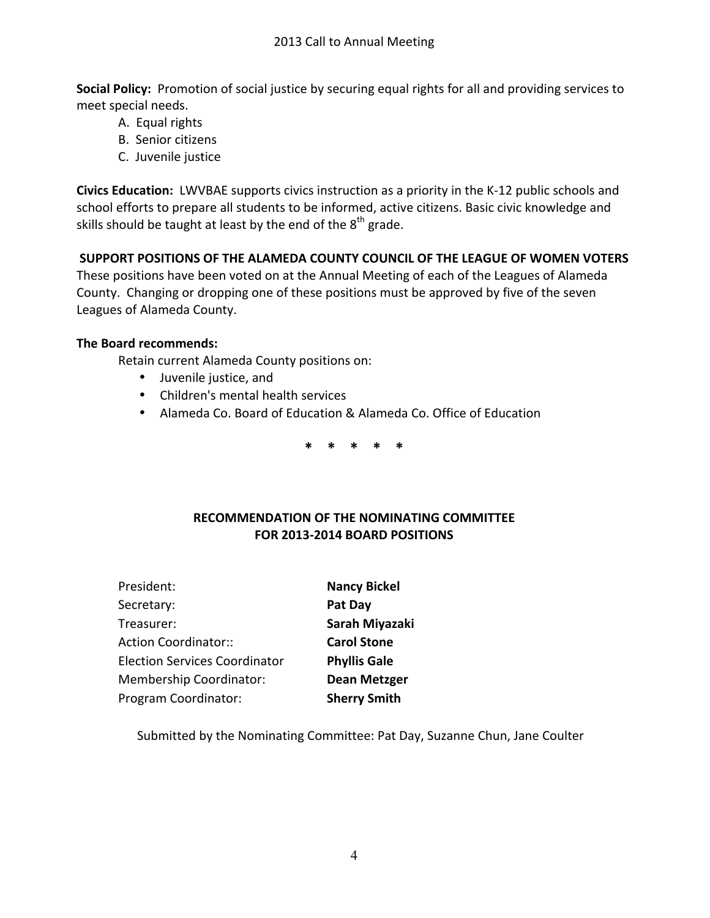**Social Policy:** Promotion of social justice by securing equal rights for all and providing services to meet special needs.

A. Equal rights
B. Senior citizens
C. Juvenile justice

**Civics Education:** LWVBAE supports civics instruction as a priority in the K-12 public schools and school efforts to prepare all students to be informed, active citizens. Basic civic knowledge and skills should be taught at least by the end of the $8^{th}$ grade.

**SUPPORT POSITIONS OF THE ALAMEDA COUNTY COUNCIL OF THE LEAGUE OF WOMEN VOTERS**

These positions have been voted on at the Annual Meeting of each of the Leagues of Alameda County. Changing or dropping one of these positions must be approved by five of the seven Leagues of Alameda County.

**The Board recommends:**

Retain current Alameda County positions on:

- Juvenile justice, and
- Children's mental health services
- Alameda Co. Board of Education & Alameda Co. Office of Education

\* \* \* \* \*

## RECOMMENDATION OF THE NOMINATING COMMITTEE FOR 2013-2014 BOARD POSITIONS

| | |
|---|---|
| President: | **Nancy Bickel** |
| Secretary: | **Pat Day** |
| Treasurer: | **Sarah Miyazaki** |
| Action Coordinator:: | **Carol Stone** |
| Election Services Coordinator | **Phyllis Gale** |
| Membership Coordinator: | **Dean Metzger** |
| Program Coordinator: | **Sherry Smith** |

Submitted by the Nominating Committee: Pat Day, Suzanne Chun, Jane Coulter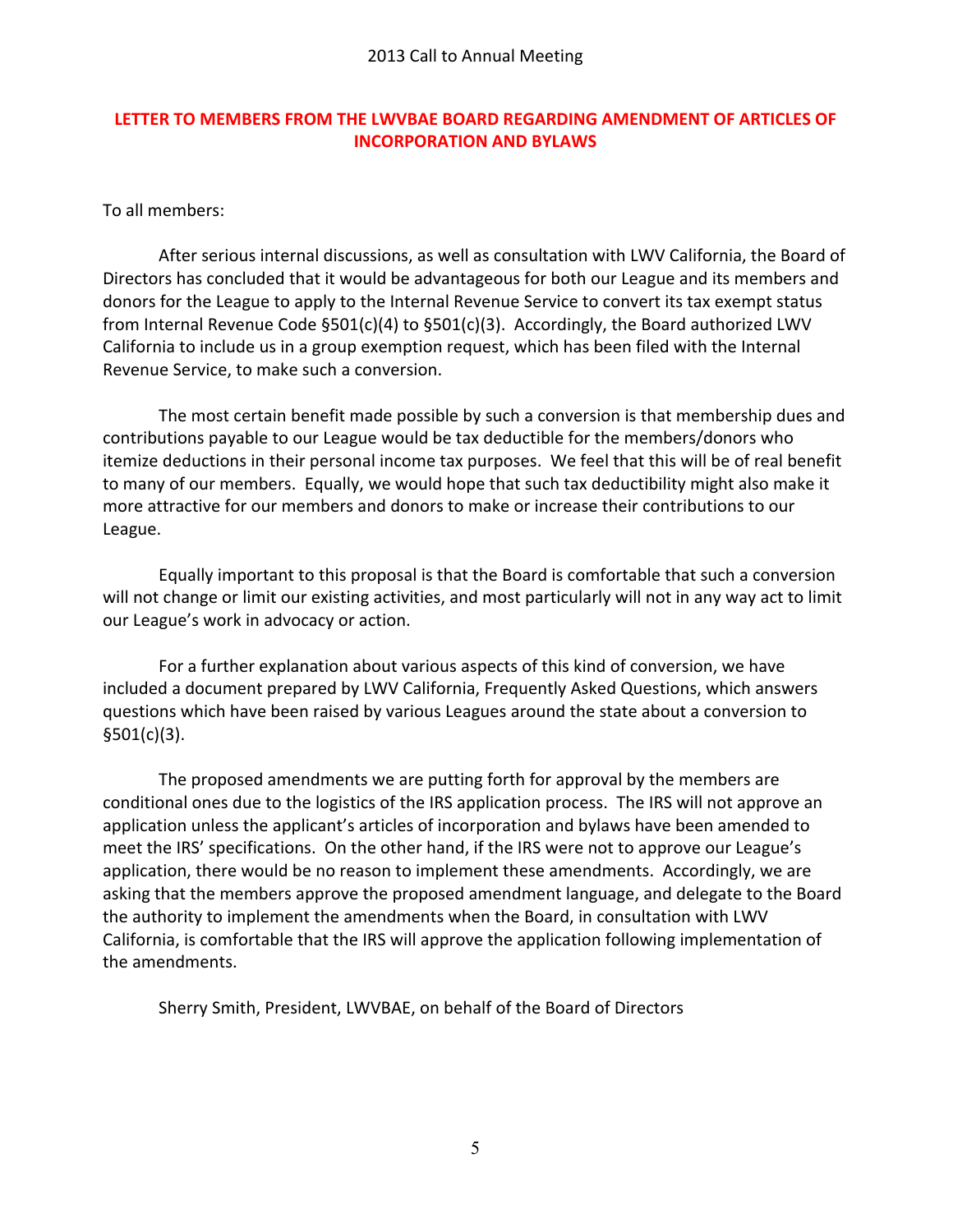## LETTER TO MEMBERS FROM THE LWVBAE BOARD REGARDING AMENDMENT OF ARTICLES OF INCORPORATION AND BYLAWS

To all members:

After serious internal discussions, as well as consultation with LWV California, the Board of Directors has concluded that it would be advantageous for both our League and its members and donors for the League to apply to the Internal Revenue Service to convert its tax exempt status from Internal Revenue Code §501(c)(4) to §501(c)(3). Accordingly, the Board authorized LWV California to include us in a group exemption request, which has been filed with the Internal Revenue Service, to make such a conversion.

The most certain benefit made possible by such a conversion is that membership dues and contributions payable to our League would be tax deductible for the members/donors who itemize deductions in their personal income tax purposes. We feel that this will be of real benefit to many of our members. Equally, we would hope that such tax deductibility might also make it more attractive for our members and donors to make or increase their contributions to our League.

Equally important to this proposal is that the Board is comfortable that such a conversion will not change or limit our existing activities, and most particularly will not in any way act to limit our League's work in advocacy or action.

For a further explanation about various aspects of this kind of conversion, we have included a document prepared by LWV California, Frequently Asked Questions, which answers questions which have been raised by various Leagues around the state about a conversion to §501(c)(3).

The proposed amendments we are putting forth for approval by the members are conditional ones due to the logistics of the IRS application process. The IRS will not approve an application unless the applicant's articles of incorporation and bylaws have been amended to meet the IRS' specifications. On the other hand, if the IRS were not to approve our League's application, there would be no reason to implement these amendments. Accordingly, we are asking that the members approve the proposed amendment language, and delegate to the Board the authority to implement the amendments when the Board, in consultation with LWV California, is comfortable that the IRS will approve the application following implementation of the amendments.

Sherry Smith, President, LWVBAE, on behalf of the Board of Directors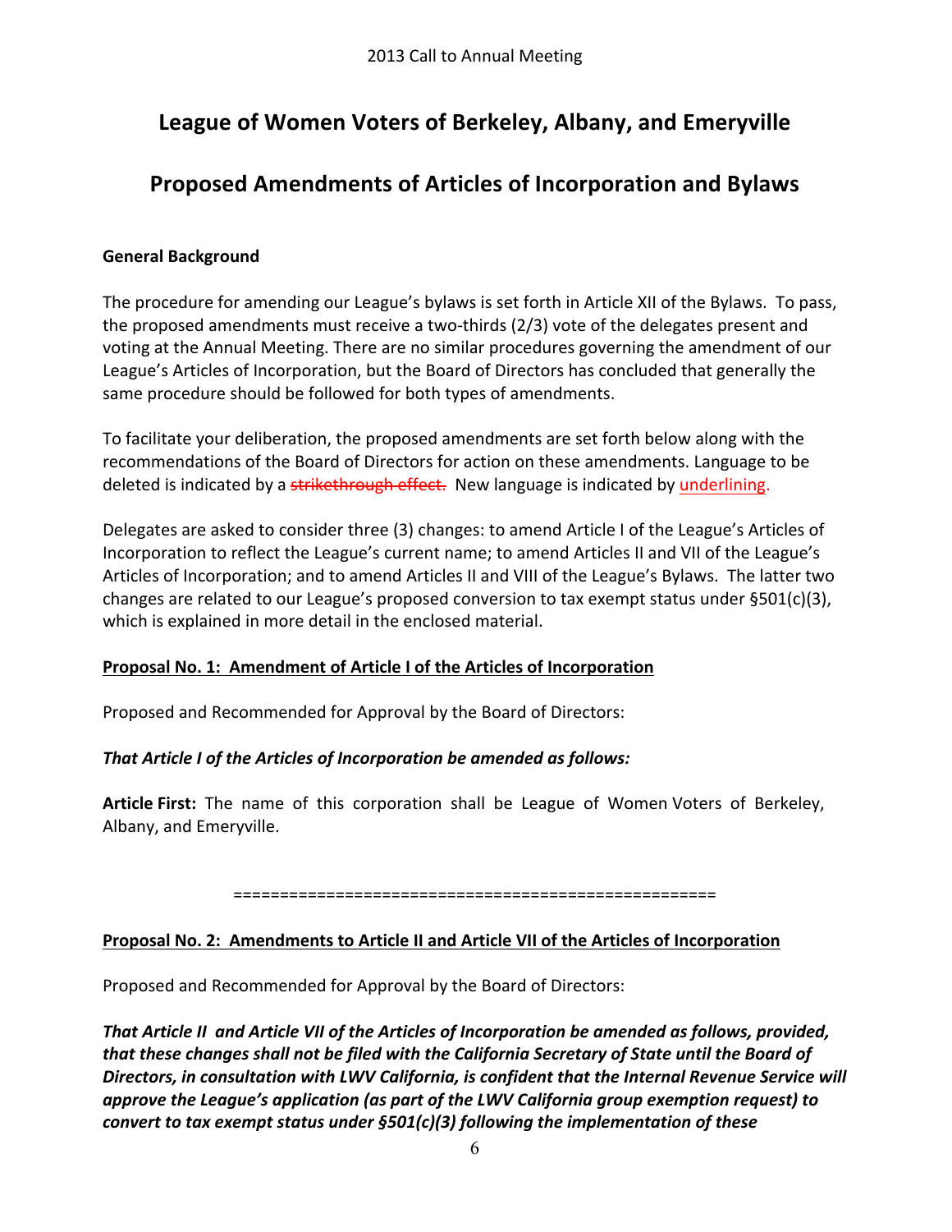# League of Women Voters of Berkeley, Albany, and Emeryville

## Proposed Amendments of Articles of Incorporation and Bylaws

**General Background**

The procedure for amending our League's bylaws is set forth in Article XII of the Bylaws. To pass, the proposed amendments must receive a two-thirds (2/3) vote of the delegates present and voting at the Annual Meeting. There are no similar procedures governing the amendment of our League's Articles of Incorporation, but the Board of Directors has concluded that generally the same procedure should be followed for both types of amendments.

To facilitate your deliberation, the proposed amendments are set forth below along with the recommendations of the Board of Directors for action on these amendments. Language to be deleted is indicated by a ~~strikethrough effect.~~ New language is indicated by <u>underlining.</u>

Delegates are asked to consider three (3) changes: to amend Article I of the League's Articles of Incorporation to reflect the League's current name; to amend Articles II and VII of the League's Articles of Incorporation; and to amend Articles II and VIII of the League's Bylaws. The latter two changes are related to our League's proposed conversion to tax exempt status under §501(c)(3), which is explained in more detail in the enclosed material.

**<u>Proposal No. 1: Amendment of Article I of the Articles of Incorporation</u>**

Proposed and Recommended for Approval by the Board of Directors:

***That Article I of the Articles of Incorporation be amended as follows:***

**Article First:** The name of this corporation shall be League of Women Voters of Berkeley, Albany, and Emeryville.

====================================================

**<u>Proposal No. 2: Amendments to Article II and Article VII of the Articles of Incorporation</u>**

Proposed and Recommended for Approval by the Board of Directors:

***That Article II and Article VII of the Articles of Incorporation be amended as follows, provided, that these changes shall not be filed with the California Secretary of State until the Board of Directors, in consultation with LWV California, is confident that the Internal Revenue Service will approve the League's application (as part of the LWV California group exemption request) to convert to tax exempt status under §501(c)(3) following the implementation of these***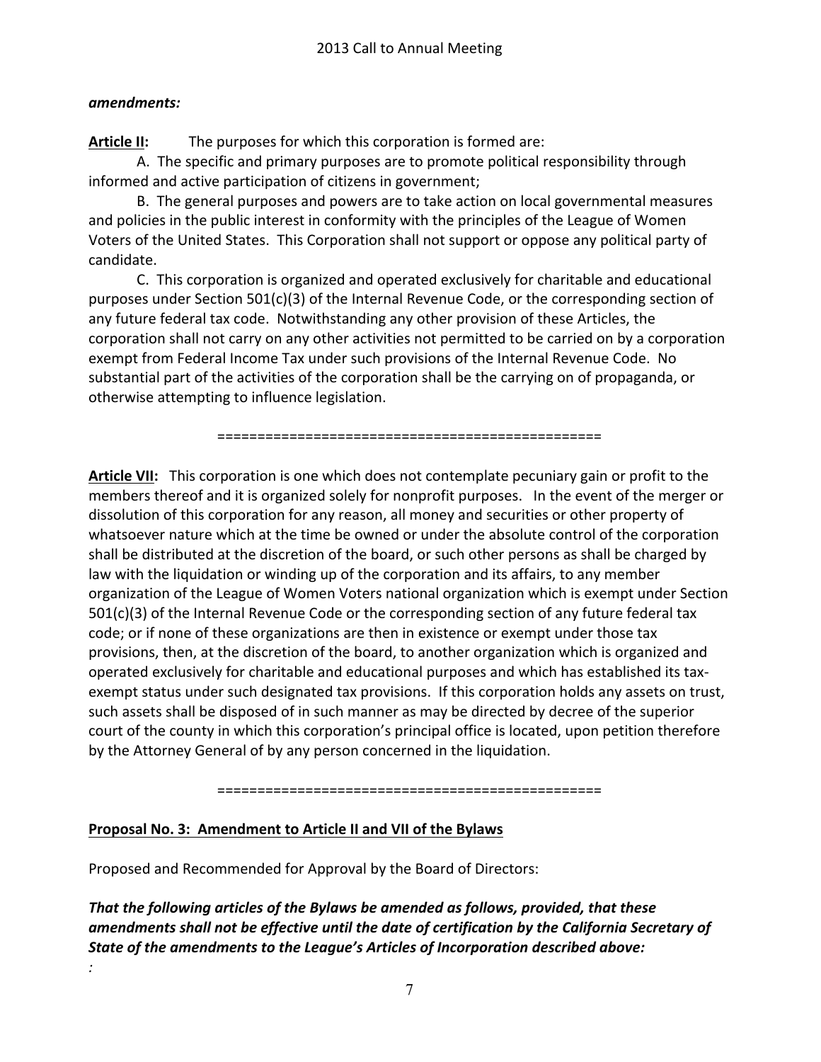***amendments:***

**Article II:** The purposes for which this corporation is formed are:

A. The specific and primary purposes are to promote political responsibility through informed and active participation of citizens in government;

B. The general purposes and powers are to take action on local governmental measures and policies in the public interest in conformity with the principles of the League of Women Voters of the United States. This Corporation shall not support or oppose any political party of candidate.

C. This corporation is organized and operated exclusively for charitable and educational purposes under Section 501(c)(3) of the Internal Revenue Code, or the corresponding section of any future federal tax code. Notwithstanding any other provision of these Articles, the corporation shall not carry on any other activities not permitted to be carried on by a corporation exempt from Federal Income Tax under such provisions of the Internal Revenue Code. No substantial part of the activities of the corporation shall be the carrying on of propaganda, or otherwise attempting to influence legislation.

================================================

**Article VII:** This corporation is one which does not contemplate pecuniary gain or profit to the members thereof and it is organized solely for nonprofit purposes. In the event of the merger or dissolution of this corporation for any reason, all money and securities or other property of whatsoever nature which at the time be owned or under the absolute control of the corporation shall be distributed at the discretion of the board, or such other persons as shall be charged by law with the liquidation or winding up of the corporation and its affairs, to any member organization of the League of Women Voters national organization which is exempt under Section 501(c)(3) of the Internal Revenue Code or the corresponding section of any future federal tax code; or if none of these organizations are then in existence or exempt under those tax provisions, then, at the discretion of the board, to another organization which is organized and operated exclusively for charitable and educational purposes and which has established its tax-exempt status under such designated tax provisions. If this corporation holds any assets on trust, such assets shall be disposed of in such manner as may be directed by decree of the superior court of the county in which this corporation's principal office is located, upon petition therefore by the Attorney General of by any person concerned in the liquidation.

================================================

**Proposal No. 3: Amendment to Article II and VII of the Bylaws**

Proposed and Recommended for Approval by the Board of Directors:

***That the following articles of the Bylaws be amended as follows, provided, that these amendments shall not be effective until the date of certification by the California Secretary of State of the amendments to the League's Articles of Incorporation described above:***

*:*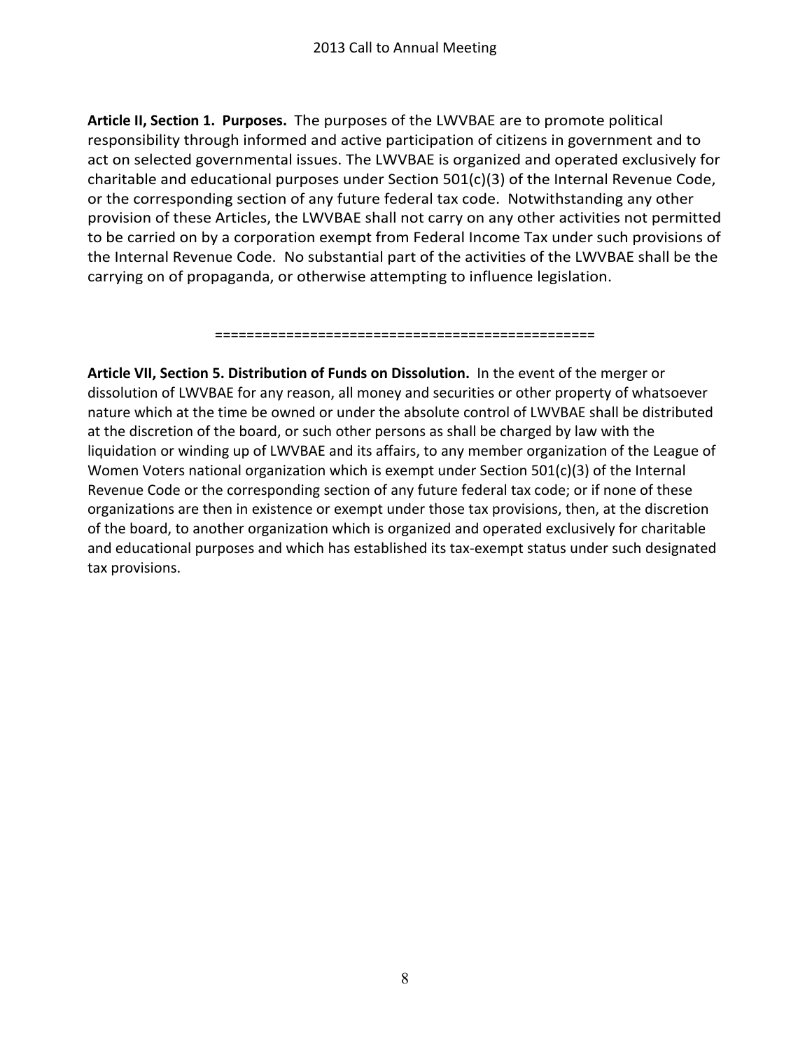**Article II, Section 1. Purposes.** The purposes of the LWVBAE are to promote political responsibility through informed and active participation of citizens in government and to act on selected governmental issues. The LWVBAE is organized and operated exclusively for charitable and educational purposes under Section 501(c)(3) of the Internal Revenue Code, or the corresponding section of any future federal tax code. Notwithstanding any other provision of these Articles, the LWVBAE shall not carry on any other activities not permitted to be carried on by a corporation exempt from Federal Income Tax under such provisions of the Internal Revenue Code. No substantial part of the activities of the LWVBAE shall be the carrying on of propaganda, or otherwise attempting to influence legislation.

================================================

**Article VII, Section 5. Distribution of Funds on Dissolution.** In the event of the merger or dissolution of LWVBAE for any reason, all money and securities or other property of whatsoever nature which at the time be owned or under the absolute control of LWVBAE shall be distributed at the discretion of the board, or such other persons as shall be charged by law with the liquidation or winding up of LWVBAE and its affairs, to any member organization of the League of Women Voters national organization which is exempt under Section 501(c)(3) of the Internal Revenue Code or the corresponding section of any future federal tax code; or if none of these organizations are then in existence or exempt under those tax provisions, then, at the discretion of the board, to another organization which is organized and operated exclusively for charitable and educational purposes and which has established its tax-exempt status under such designated tax provisions.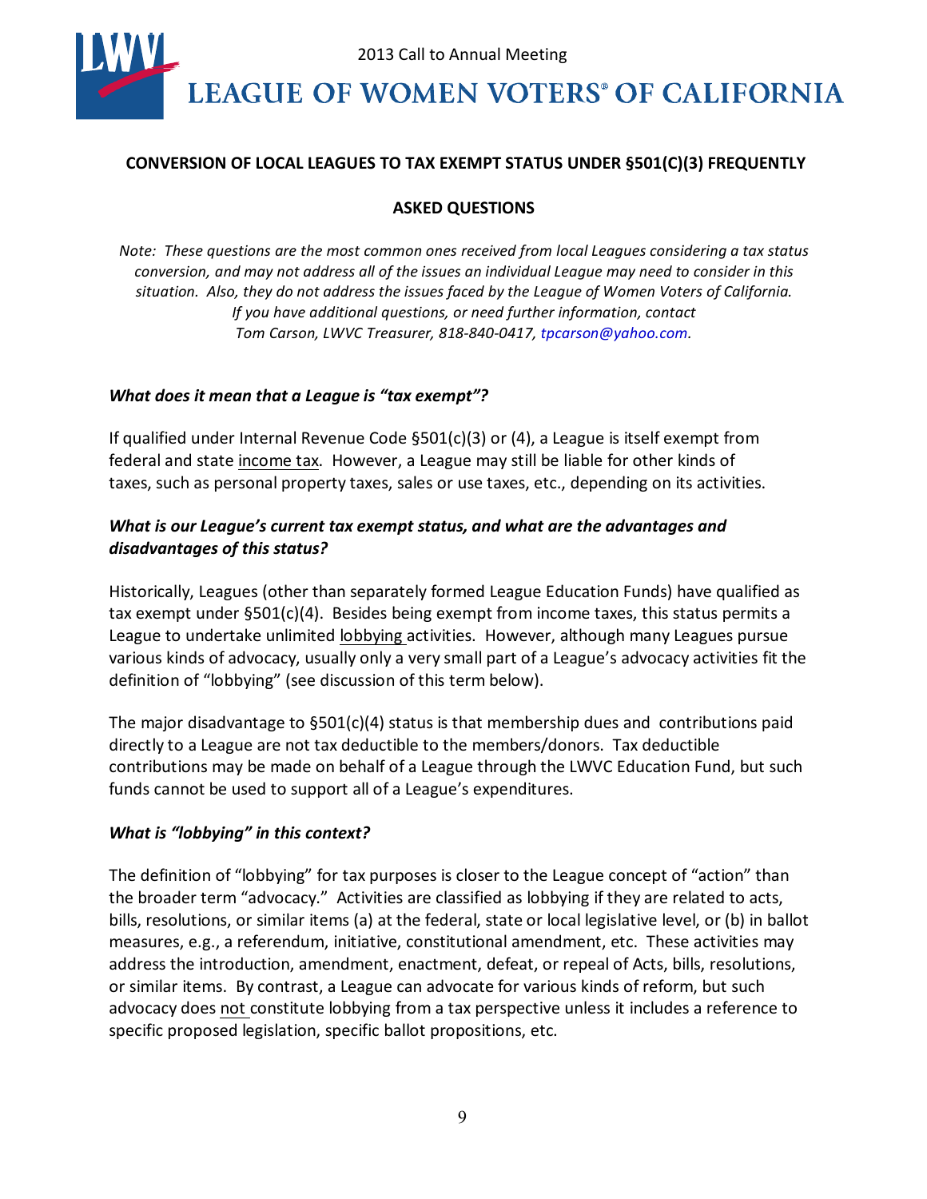**CONVERSION OF LOCAL LEAGUES TO TAX EXEMPT STATUS UNDER §501(C)(3) FREQUENTLY ASKED QUESTIONS**

*Note: These questions are the most common ones received from local Leagues considering a tax status conversion, and may not address all of the issues an individual League may need to consider in this situation. Also, they do not address the issues faced by the League of Women Voters of California. If you have additional questions, or need further information, contact Tom Carson, LWVC Treasurer, 818-840-0417, tpcarson@yahoo.com.*

***What does it mean that a League is "tax exempt"?***

If qualified under Internal Revenue Code §501(c)(3) or (4), a League is itself exempt from federal and state income tax. However, a League may still be liable for other kinds of taxes, such as personal property taxes, sales or use taxes, etc., depending on its activities.

***What is our League's current tax exempt status, and what are the advantages and disadvantages of this status?***

Historically, Leagues (other than separately formed League Education Funds) have qualified as tax exempt under §501(c)(4). Besides being exempt from income taxes, this status permits a League to undertake unlimited lobbying activities. However, although many Leagues pursue various kinds of advocacy, usually only a very small part of a League's advocacy activities fit the definition of "lobbying" (see discussion of this term below).

The major disadvantage to §501(c)(4) status is that membership dues and contributions paid directly to a League are not tax deductible to the members/donors. Tax deductible contributions may be made on behalf of a League through the LWVC Education Fund, but such funds cannot be used to support all of a League's expenditures.

***What is "lobbying" in this context?***

The definition of "lobbying" for tax purposes is closer to the League concept of "action" than the broader term "advocacy." Activities are classified as lobbying if they are related to acts, bills, resolutions, or similar items (a) at the federal, state or local legislative level, or (b) in ballot measures, e.g., a referendum, initiative, constitutional amendment, etc. These activities may address the introduction, amendment, enactment, defeat, or repeal of Acts, bills, resolutions, or similar items. By contrast, a League can advocate for various kinds of reform, but such advocacy does not constitute lobbying from a tax perspective unless it includes a reference to specific proposed legislation, specific ballot propositions, etc.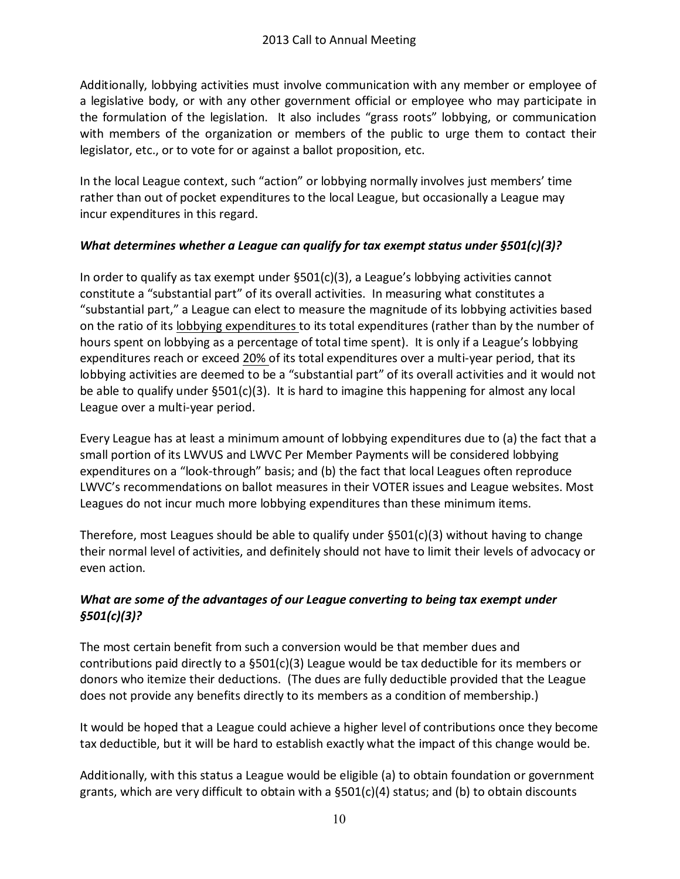Additionally, lobbying activities must involve communication with any member or employee of a legislative body, or with any other government official or employee who may participate in the formulation of the legislation. It also includes "grass roots" lobbying, or communication with members of the organization or members of the public to urge them to contact their legislator, etc., or to vote for or against a ballot proposition, etc.

In the local League context, such "action" or lobbying normally involves just members' time rather than out of pocket expenditures to the local League, but occasionally a League may incur expenditures in this regard.

***What determines whether a League can qualify for tax exempt status under §501(c)(3)?***

In order to qualify as tax exempt under §501(c)(3), a League's lobbying activities cannot constitute a "substantial part" of its overall activities. In measuring what constitutes a "substantial part," a League can elect to measure the magnitude of its lobbying activities based on the ratio of its <u>lobbying expenditures</u> to its total expenditures (rather than by the number of hours spent on lobbying as a percentage of total time spent). It is only if a League's lobbying expenditures reach or exceed <u>20%</u> of its total expenditures over a multi-year period, that its lobbying activities are deemed to be a "substantial part" of its overall activities and it would not be able to qualify under §501(c)(3). It is hard to imagine this happening for almost any local League over a multi-year period.

Every League has at least a minimum amount of lobbying expenditures due to (a) the fact that a small portion of its LWVUS and LWVC Per Member Payments will be considered lobbying expenditures on a "look-through" basis; and (b) the fact that local Leagues often reproduce LWVC's recommendations on ballot measures in their VOTER issues and League websites. Most Leagues do not incur much more lobbying expenditures than these minimum items.

Therefore, most Leagues should be able to qualify under §501(c)(3) without having to change their normal level of activities, and definitely should not have to limit their levels of advocacy or even action.

***What are some of the advantages of our League converting to being tax exempt under §501(c)(3)?***

The most certain benefit from such a conversion would be that member dues and contributions paid directly to a §501(c)(3) League would be tax deductible for its members or donors who itemize their deductions. (The dues are fully deductible provided that the League does not provide any benefits directly to its members as a condition of membership.)

It would be hoped that a League could achieve a higher level of contributions once they become tax deductible, but it will be hard to establish exactly what the impact of this change would be.

Additionally, with this status a League would be eligible (a) to obtain foundation or government grants, which are very difficult to obtain with a §501(c)(4) status; and (b) to obtain discounts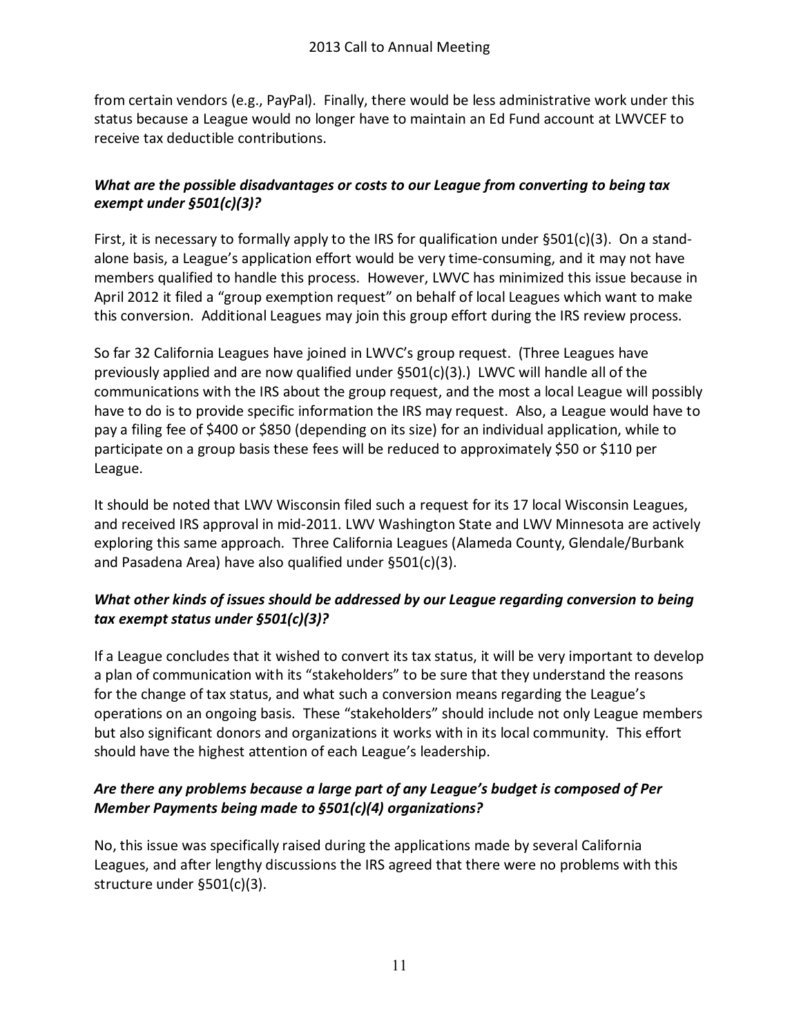from certain vendors (e.g., PayPal). Finally, there would be less administrative work under this status because a League would no longer have to maintain an Ed Fund account at LWVCEF to receive tax deductible contributions.

***What are the possible disadvantages or costs to our League from converting to being tax exempt under §501(c)(3)?***

First, it is necessary to formally apply to the IRS for qualification under §501(c)(3). On a stand-alone basis, a League's application effort would be very time-consuming, and it may not have members qualified to handle this process. However, LWVC has minimized this issue because in April 2012 it filed a "group exemption request" on behalf of local Leagues which want to make this conversion. Additional Leagues may join this group effort during the IRS review process.

So far 32 California Leagues have joined in LWVC's group request. (Three Leagues have previously applied and are now qualified under §501(c)(3).) LWVC will handle all of the communications with the IRS about the group request, and the most a local League will possibly have to do is to provide specific information the IRS may request. Also, a League would have to pay a filing fee of $400 or $850 (depending on its size) for an individual application, while to participate on a group basis these fees will be reduced to approximately $50 or $110 per League.

It should be noted that LWV Wisconsin filed such a request for its 17 local Wisconsin Leagues, and received IRS approval in mid-2011. LWV Washington State and LWV Minnesota are actively exploring this same approach. Three California Leagues (Alameda County, Glendale/Burbank and Pasadena Area) have also qualified under §501(c)(3).

***What other kinds of issues should be addressed by our League regarding conversion to being tax exempt status under §501(c)(3)?***

If a League concludes that it wished to convert its tax status, it will be very important to develop a plan of communication with its "stakeholders" to be sure that they understand the reasons for the change of tax status, and what such a conversion means regarding the League's operations on an ongoing basis. These "stakeholders" should include not only League members but also significant donors and organizations it works with in its local community. This effort should have the highest attention of each League's leadership.

***Are there any problems because a large part of any League's budget is composed of Per Member Payments being made to §501(c)(4) organizations?***

No, this issue was specifically raised during the applications made by several California Leagues, and after lengthy discussions the IRS agreed that there were no problems with this structure under §501(c)(3).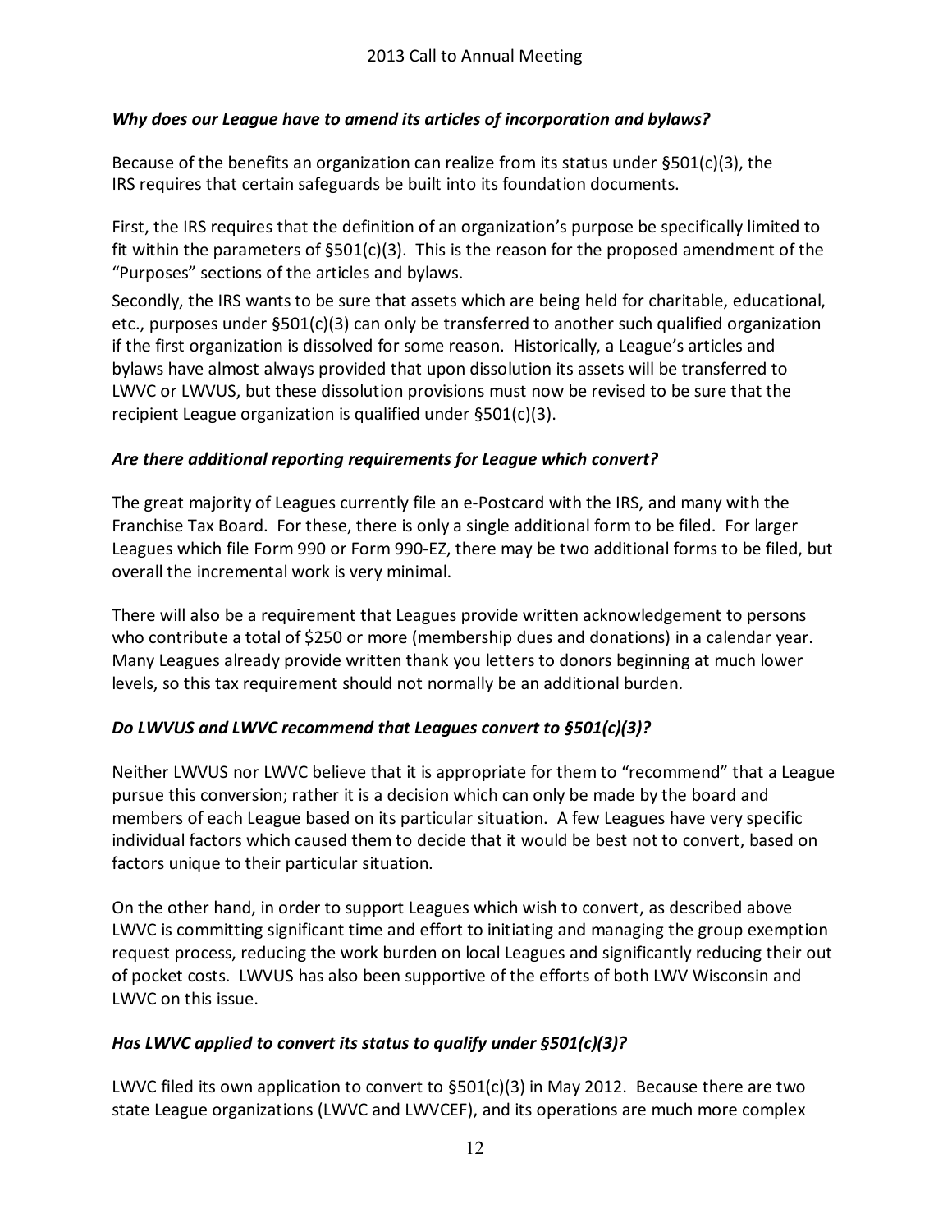*Why does our League have to amend its articles of incorporation and bylaws?*

Because of the benefits an organization can realize from its status under §501(c)(3), the IRS requires that certain safeguards be built into its foundation documents.

First, the IRS requires that the definition of an organization's purpose be specifically limited to fit within the parameters of §501(c)(3). This is the reason for the proposed amendment of the "Purposes" sections of the articles and bylaws.

Secondly, the IRS wants to be sure that assets which are being held for charitable, educational, etc., purposes under §501(c)(3) can only be transferred to another such qualified organization if the first organization is dissolved for some reason. Historically, a League's articles and bylaws have almost always provided that upon dissolution its assets will be transferred to LWVC or LWVUS, but these dissolution provisions must now be revised to be sure that the recipient League organization is qualified under §501(c)(3).

*Are there additional reporting requirements for League which convert?*

The great majority of Leagues currently file an e-Postcard with the IRS, and many with the Franchise Tax Board. For these, there is only a single additional form to be filed. For larger Leagues which file Form 990 or Form 990-EZ, there may be two additional forms to be filed, but overall the incremental work is very minimal.

There will also be a requirement that Leagues provide written acknowledgement to persons who contribute a total of $250 or more (membership dues and donations) in a calendar year. Many Leagues already provide written thank you letters to donors beginning at much lower levels, so this tax requirement should not normally be an additional burden.

*Do LWVUS and LWVC recommend that Leagues convert to §501(c)(3)?*

Neither LWVUS nor LWVC believe that it is appropriate for them to "recommend" that a League pursue this conversion; rather it is a decision which can only be made by the board and members of each League based on its particular situation. A few Leagues have very specific individual factors which caused them to decide that it would be best not to convert, based on factors unique to their particular situation.

On the other hand, in order to support Leagues which wish to convert, as described above LWVC is committing significant time and effort to initiating and managing the group exemption request process, reducing the work burden on local Leagues and significantly reducing their out of pocket costs. LWVUS has also been supportive of the efforts of both LWV Wisconsin and LWVC on this issue.

*Has LWVC applied to convert its status to qualify under §501(c)(3)?*

LWVC filed its own application to convert to §501(c)(3) in May 2012. Because there are two state League organizations (LWVC and LWVCEF), and its operations are much more complex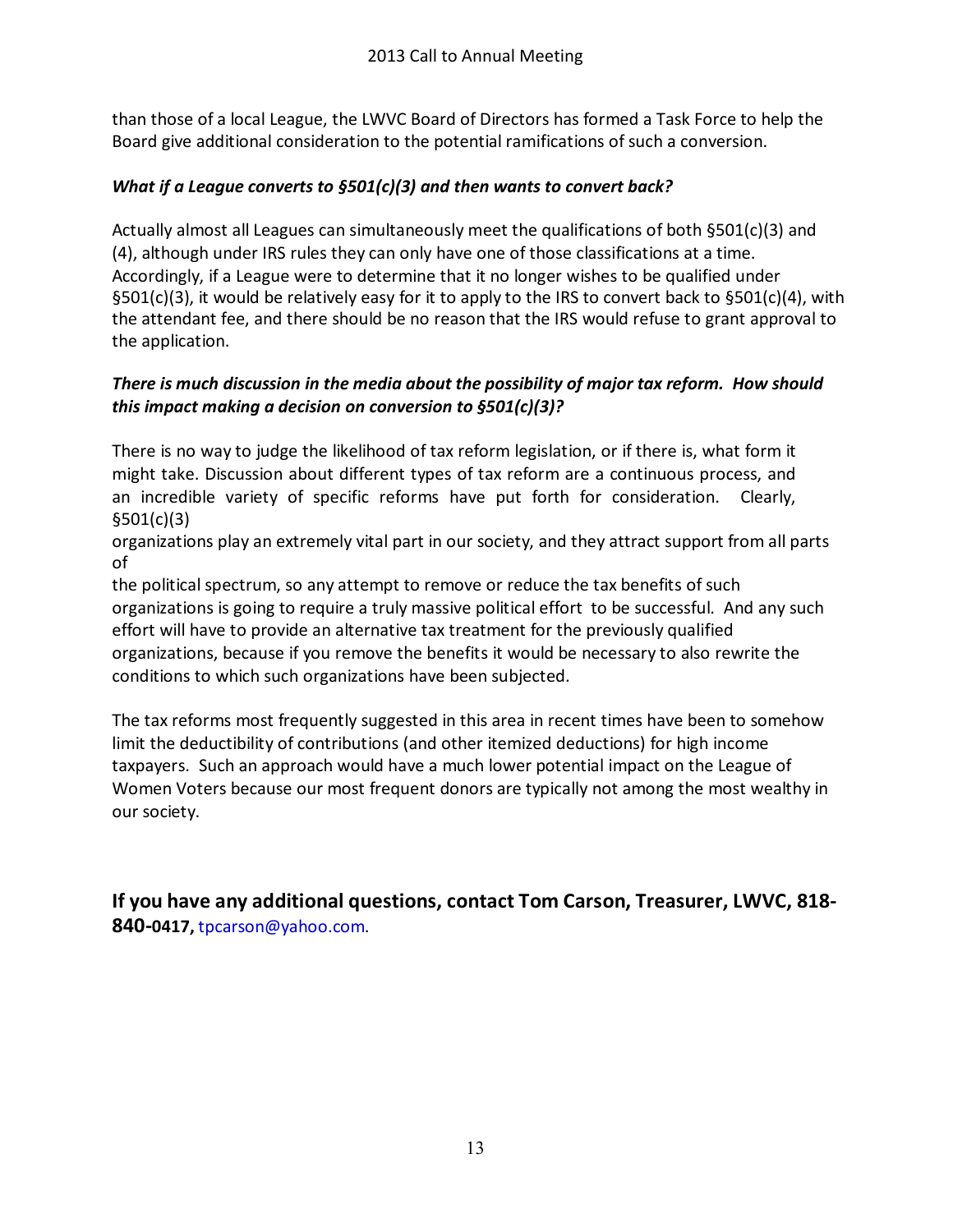than those of a local League, the LWVC Board of Directors has formed a Task Force to help the Board give additional consideration to the potential ramifications of such a conversion.

***What if a League converts to §501(c)(3) and then wants to convert back?***

Actually almost all Leagues can simultaneously meet the qualifications of both §501(c)(3) and (4), although under IRS rules they can only have one of those classifications at a time. Accordingly, if a League were to determine that it no longer wishes to be qualified under §501(c)(3), it would be relatively easy for it to apply to the IRS to convert back to §501(c)(4), with the attendant fee, and there should be no reason that the IRS would refuse to grant approval to the application.

***There is much discussion in the media about the possibility of major tax reform. How should this impact making a decision on conversion to §501(c)(3)?***

There is no way to judge the likelihood of tax reform legislation, or if there is, what form it might take. Discussion about different types of tax reform are a continuous process, and an incredible variety of specific reforms have put forth for consideration. Clearly, §501(c)(3) organizations play an extremely vital part in our society, and they attract support from all parts of the political spectrum, so any attempt to remove or reduce the tax benefits of such organizations is going to require a truly massive political effort to be successful. And any such effort will have to provide an alternative tax treatment for the previously qualified organizations, because if you remove the benefits it would be necessary to also rewrite the conditions to which such organizations have been subjected.

The tax reforms most frequently suggested in this area in recent times have been to somehow limit the deductibility of contributions (and other itemized deductions) for high income taxpayers. Such an approach would have a much lower potential impact on the League of Women Voters because our most frequent donors are typically not among the most wealthy in our society.

**If you have any additional questions, contact Tom Carson, Treasurer, LWVC, 818-840-0417,** tpcarson@yahoo.com.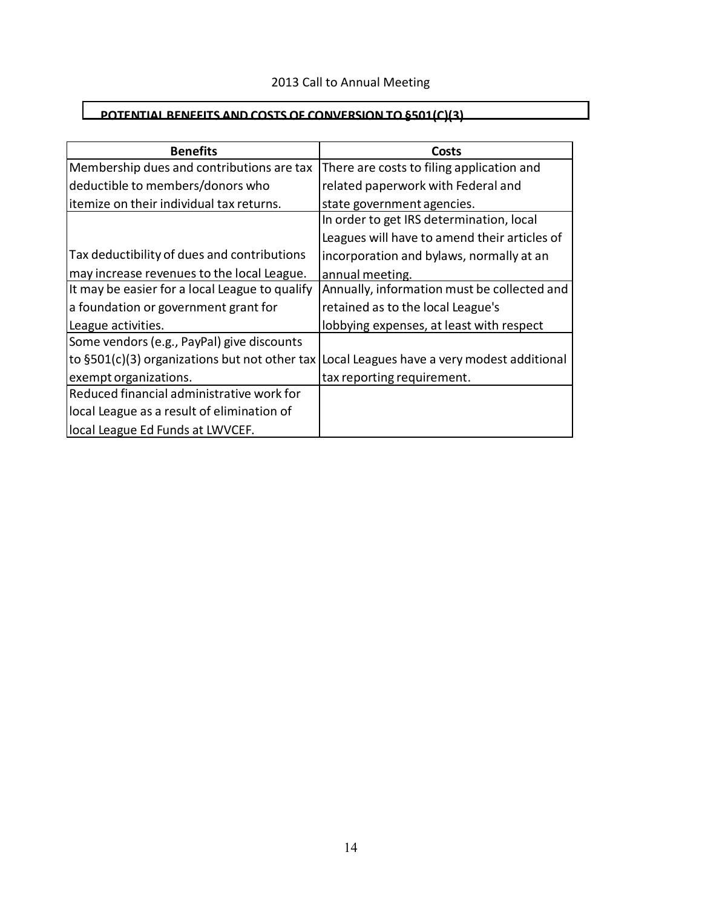**POTENTIAL BENEFITS AND COSTS OF CONVERSION TO §501(C)(3)**

| Benefits | Costs |
|---|---|
| Membership dues and contributions are tax deductible to members/donors who itemize on their individual tax returns. | There are costs to filing application and related paperwork with Federal and state government agencies. |
| Tax deductibility of dues and contributions may increase revenues to the local League. | In order to get IRS determination, local Leagues will have to amend their articles of incorporation and bylaws, normally at an annual meeting. |
| It may be easier for a local League to qualify a foundation or government grant for League activities. | Annually, information must be collected and retained as to the local League's lobbying expenses, at least with respect |
| Some vendors (e.g., PayPal) give discounts to §501(c)(3) organizations but not other tax exempt organizations. | Local Leagues have a very modest additional tax reporting requirement. |
| Reduced financial administrative work for local League as a result of elimination of local League Ed Funds at LWVCEF. | |